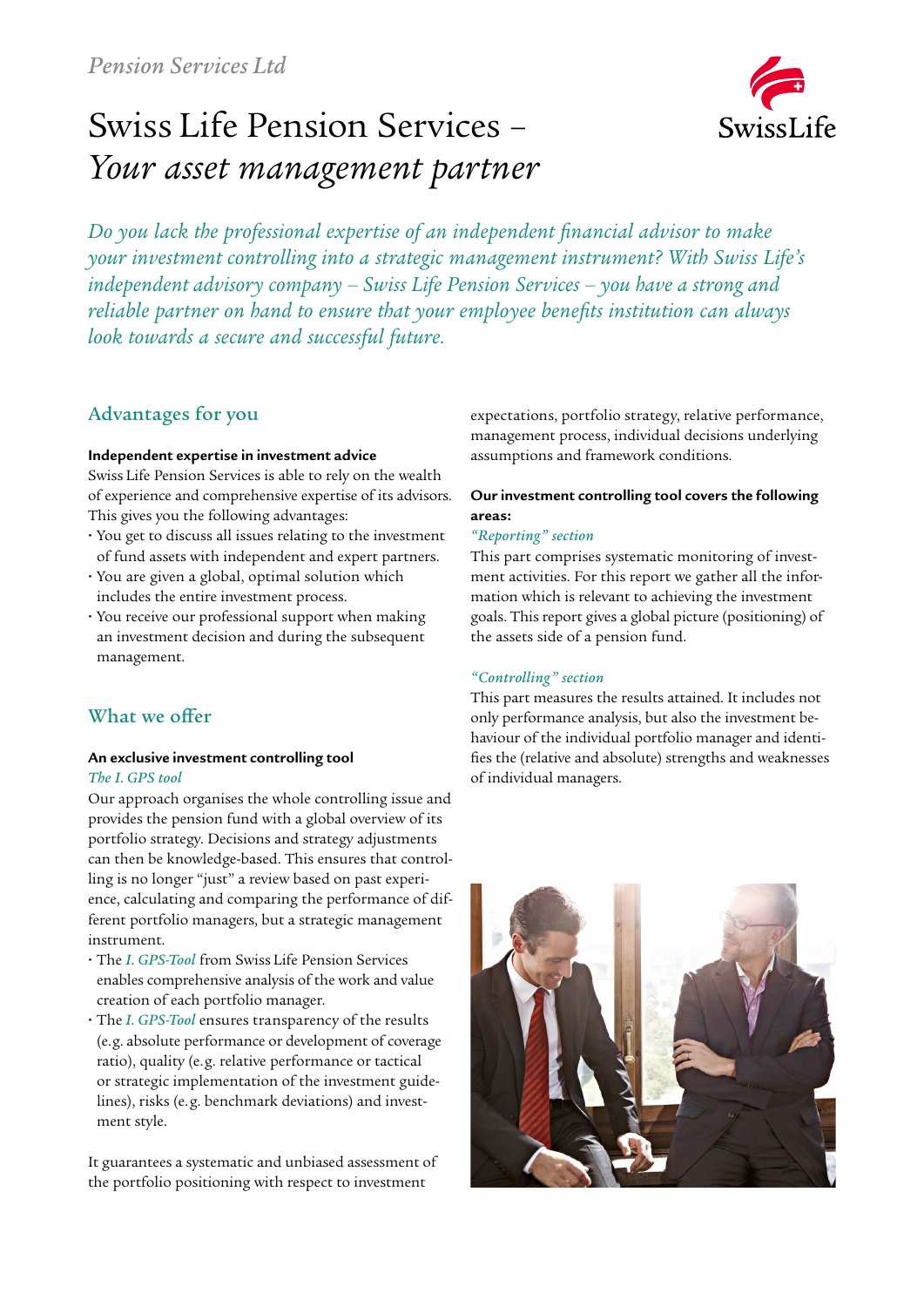*Pension Services Ltd*

# Swiss Life Pension Services – *Your asset management partner*

*Do you lack the professional expertise of an independent financial advisor to make your investment controlling into a strategic management instrument? With Swiss Life's independent advisory company – Swiss Life Pension Services – you have a strong and reliable partner on hand to ensure that your employee benefits institution can always look towards a secure and successful future.*

## Advantages for you

**Independent expertise in investment advice**

Swiss Life Pension Services is able to rely on the wealth of experience and comprehensive expertise of its advisors. This gives you the following advantages:

- You get to discuss all issues relating to the investment of fund assets with independent and expert partners.
- You are given a global, optimal solution which includes the entire investment process.
- You receive our professional support when making an investment decision and during the subsequent management.

## What we offer

**An exclusive investment controlling tool**

*The I. GPS tool*

Our approach organises the whole controlling issue and provides the pension fund with a global overview of its portfolio strategy. Decisions and strategy adjustments can then be knowledge-based. This ensures that controlling is no longer "just" a review based on past experience, calculating and comparing the performance of different portfolio managers, but a strategic management instrument.

- The *I. GPS-Tool* from Swiss Life Pension Services enables comprehensive analysis of the work and value creation of each portfolio manager.
- The *I. GPS-Tool* ensures transparency of the results (e.g. absolute performance or development of coverage ratio), quality (e.g. relative performance or tactical or strategic implementation of the investment guidelines), risks (e.g. benchmark deviations) and investment style.

It guarantees a systematic and unbiased assessment of the portfolio positioning with respect to investment expectations, portfolio strategy, relative performance, management process, individual decisions underlying assumptions and framework conditions.

**Our investment controlling tool covers the following areas:**

*"Reporting" section*

This part comprises systematic monitoring of investment activities. For this report we gather all the information which is relevant to achieving the investment goals. This report gives a global picture (positioning) of the assets side of a pension fund.

*"Controlling" section*

This part measures the results attained. It includes not only performance analysis, but also the investment behaviour of the individual portfolio manager and identifies the (relative and absolute) strengths and weaknesses of individual managers.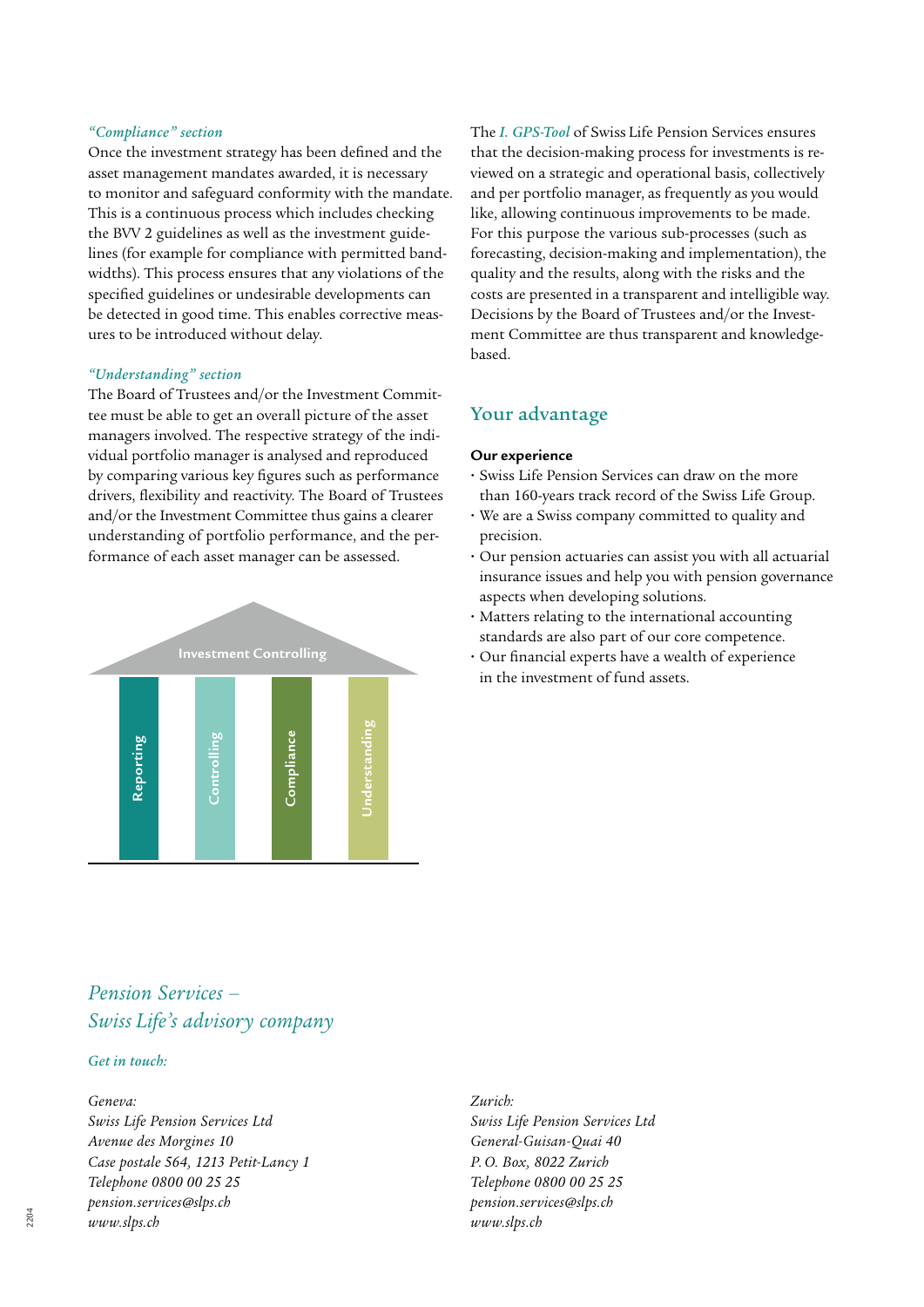*"Compliance" section*

Once the investment strategy has been defined and the asset management mandates awarded, it is necessary to monitor and safeguard conformity with the mandate. This is a continuous process which includes checking the BVV 2 guidelines as well as the investment guidelines (for example for compliance with permitted bandwidths). This process ensures that any violations of the specified guidelines or undesirable developments can be detected in good time. This enables corrective measures to be introduced without delay.

*"Understanding" section*

The Board of Trustees and/or the Investment Committee must be able to get an overall picture of the asset managers involved. The respective strategy of the individual portfolio manager is analysed and reproduced by comparing various key figures such as performance drivers, flexibility and reactivity. The Board of Trustees and/or the Investment Committee thus gains a clearer understanding of portfolio performance, and the performance of each asset manager can be assessed.

Investment Controlling

Reporting

Controlling

Compliance

Understanding

The *I. GPS-Tool* of Swiss Life Pension Services ensures that the decision-making process for investments is reviewed on a strategic and operational basis, collectively and per portfolio manager, as frequently as you would like, allowing continuous improvements to be made. For this purpose the various sub-processes (such as forecasting, decision-making and implementation), the quality and the results, along with the risks and the costs are presented in a transparent and intelligible way. Decisions by the Board of Trustees and/or the Investment Committee are thus transparent and knowledge-based.

## Your advantage

**Our experience**

- Swiss Life Pension Services can draw on the more than 160-years track record of the Swiss Life Group.
- We are a Swiss company committed to quality and precision.
- Our pension actuaries can assist you with all actuarial insurance issues and help you with pension governance aspects when developing solutions.
- Matters relating to the international accounting standards are also part of our core competence.
- Our financial experts have a wealth of experience in the investment of fund assets.

## *Pension Services – Swiss Life's advisory company*

*Get in touch:*

*Geneva:*
*Swiss Life Pension Services Ltd*
*Avenue des Morgines 10*
*Case postale 564, 1213 Petit-Lancy 1*
*Telephone 0800 00 25 25*
*pension.services@slps.ch*
*www.slps.ch*

*Zurich:*
*Swiss Life Pension Services Ltd*
*General-Guisan-Quai 40*
*P. O. Box, 8022 Zurich*
*Telephone 0800 00 25 25*
*pension.services@slps.ch*
*www.slps.ch*

2204